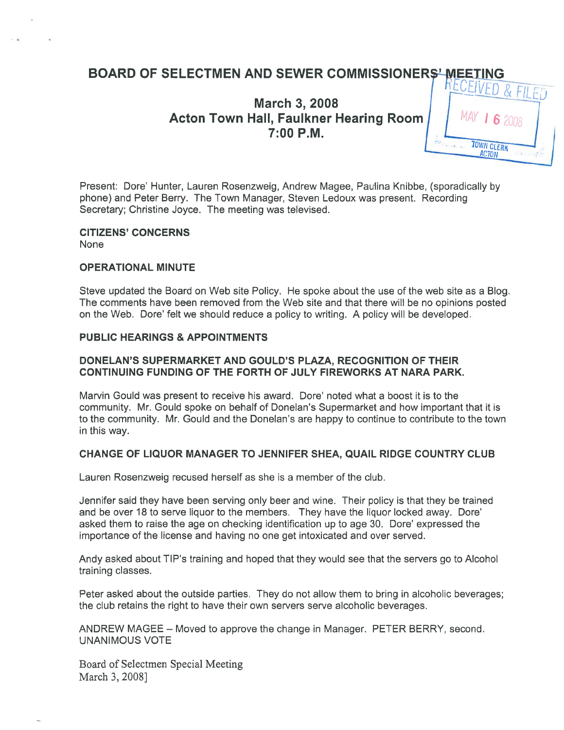# BOARD OF SELECTMEN AND SEWER COMMISSIONERS' MEETING

## March 3, 2008
## Acton Town Hall, Faulkner Hearing Room
## 7:00 P.M.

RECEIVED & FILED
MAY 16 2008
TOWN CLERK
ACTON

Present: Dore' Hunter, Lauren Rosenzweig, Andrew Magee, Paulina Knibbe, (sporadically by phone) and Peter Berry. The Town Manager, Steven Ledoux was present. Recording Secretary; Christine Joyce. The meeting was televised.

**CITIZENS' CONCERNS**

None

**OPERATIONAL MINUTE**

Steve updated the Board on Web site Policy. He spoke about the use of the web site as a Blog. The comments have been removed from the Web site and that there will be no opinions posted on the Web. Dore' felt we should reduce a policy to writing. A policy will be developed.

**PUBLIC HEARINGS & APPOINTMENTS**

**DONELAN'S SUPERMARKET AND GOULD'S PLAZA, RECOGNITION OF THEIR CONTINUING FUNDING OF THE FORTH OF JULY FIREWORKS AT NARA PARK.**

Marvin Gould was present to receive his award. Dore' noted what a boost it is to the community. Mr. Gould spoke on behalf of Donelan's Supermarket and how important that it is to the community. Mr. Gould and the Donelan's are happy to continue to contribute to the town in this way.

**CHANGE OF LIQUOR MANAGER TO JENNIFER SHEA, QUAIL RIDGE COUNTRY CLUB**

Lauren Rosenzweig recused herself as she is a member of the club.

Jennifer said they have been serving only beer and wine. Their policy is that they be trained and be over 18 to serve liquor to the members. They have the liquor locked away. Dore' asked them to raise the age on checking identification up to age 30. Dore' expressed the importance of the license and having no one get intoxicated and over served.

Andy asked about TIP's training and hoped that they would see that the servers go to Alcohol training classes.

Peter asked about the outside parties. They do not allow them to bring in alcoholic beverages; the club retains the right to have their own servers serve alcoholic beverages.

ANDREW MAGEE – Moved to approve the change in Manager. PETER BERRY, second. UNANIMOUS VOTE

Board of Selectmen Special Meeting
March 3, 2008]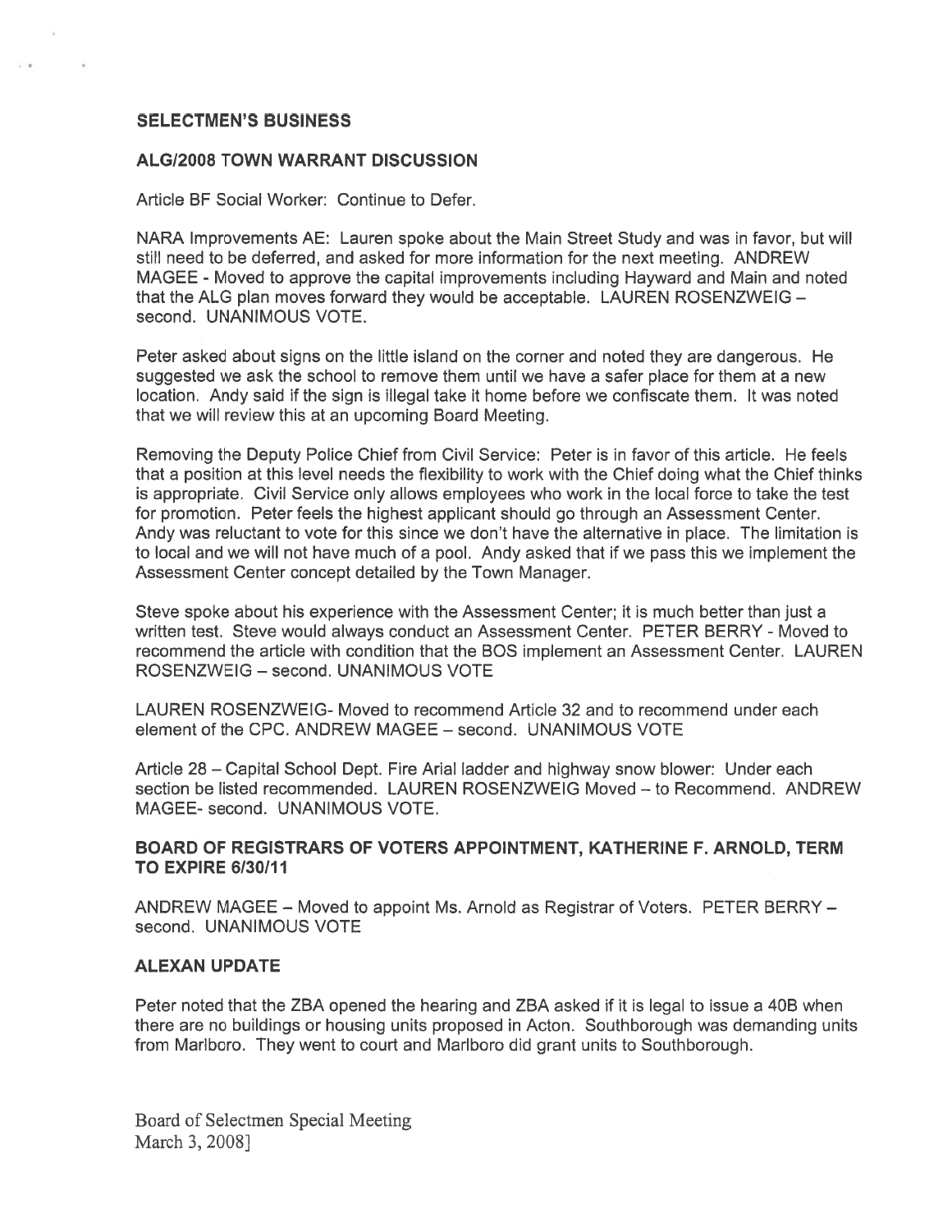## SELECTMEN'S BUSINESS

### ALG/2008 TOWN WARRANT DISCUSSION

Article BF Social Worker: Continue to Defer.

NARA Improvements AE: Lauren spoke about the Main Street Study and was in favor, but will still need to be deferred, and asked for more information for the next meeting. ANDREW MAGEE - Moved to approve the capital improvements including Hayward and Main and noted that the ALG plan moves forward they would be acceptable. LAUREN ROSENZWEIG – second. UNANIMOUS VOTE.

Peter asked about signs on the little island on the corner and noted they are dangerous. He suggested we ask the school to remove them until we have a safer place for them at a new location. Andy said if the sign is illegal take it home before we confiscate them. It was noted that we will review this at an upcoming Board Meeting.

Removing the Deputy Police Chief from Civil Service: Peter is in favor of this article. He feels that a position at this level needs the flexibility to work with the Chief doing what the Chief thinks is appropriate. Civil Service only allows employees who work in the local force to take the test for promotion. Peter feels the highest applicant should go through an Assessment Center. Andy was reluctant to vote for this since we don't have the alternative in place. The limitation is to local and we will not have much of a pool. Andy asked that if we pass this we implement the Assessment Center concept detailed by the Town Manager.

Steve spoke about his experience with the Assessment Center; it is much better than just a written test. Steve would always conduct an Assessment Center. PETER BERRY - Moved to recommend the article with condition that the BOS implement an Assessment Center. LAUREN ROSENZWEIG – second. UNANIMOUS VOTE

LAUREN ROSENZWEIG- Moved to recommend Article 32 and to recommend under each element of the CPC. ANDREW MAGEE – second. UNANIMOUS VOTE

Article 28 – Capital School Dept. Fire Arial ladder and highway snow blower: Under each section be listed recommended. LAUREN ROSENZWEIG Moved – to Recommend. ANDREW MAGEE- second. UNANIMOUS VOTE.

### BOARD OF REGISTRARS OF VOTERS APPOINTMENT, KATHERINE F. ARNOLD, TERM TO EXPIRE 6/30/11

ANDREW MAGEE – Moved to appoint Ms. Arnold as Registrar of Voters. PETER BERRY – second. UNANIMOUS VOTE

### ALEXAN UPDATE

Peter noted that the ZBA opened the hearing and ZBA asked if it is legal to issue a 40B when there are no buildings or housing units proposed in Acton. Southborough was demanding units from Marlboro. They went to court and Marlboro did grant units to Southborough.

Board of Selectmen Special Meeting
March 3, 2008]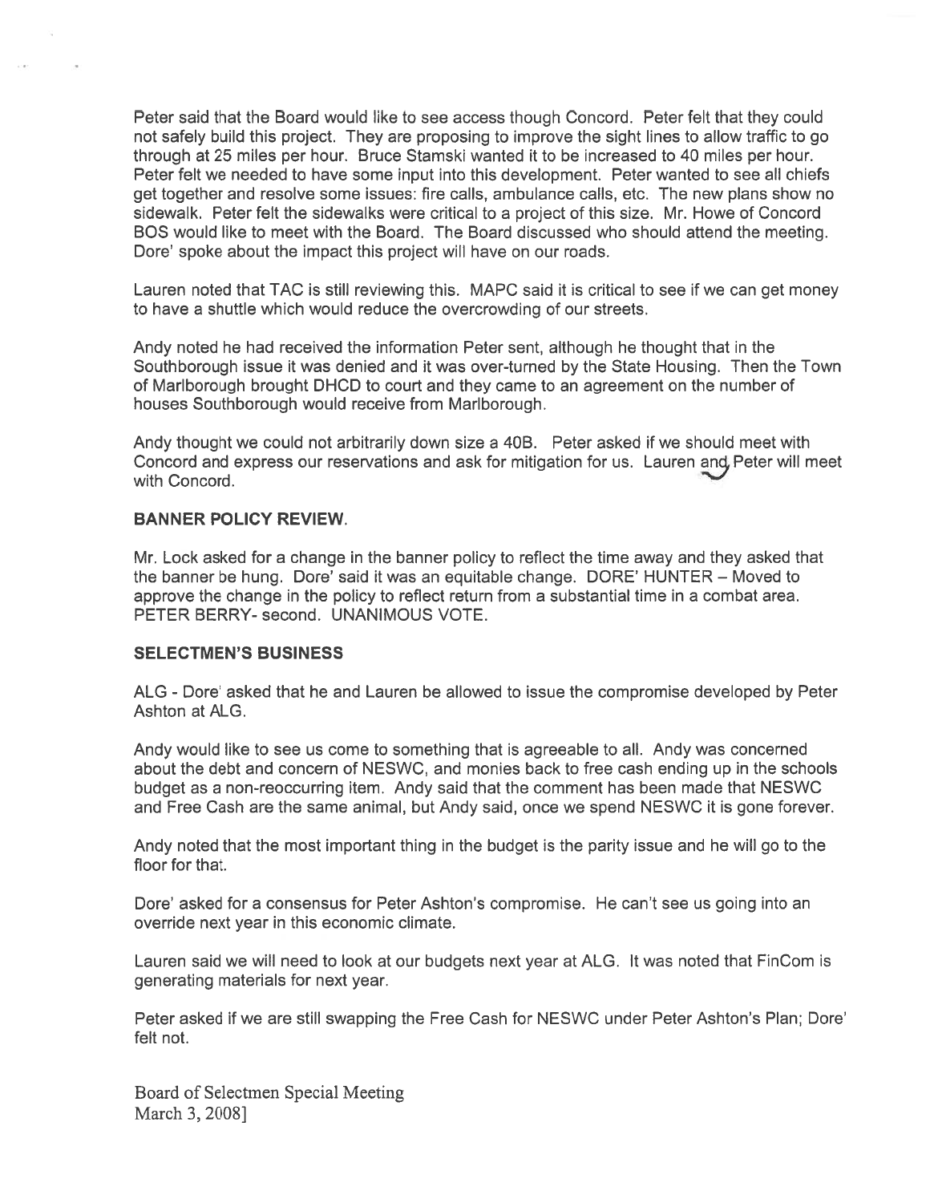Peter said that the Board would like to see access though Concord. Peter felt that they could not safely build this project. They are proposing to improve the sight lines to allow traffic to go through at 25 miles per hour. Bruce Stamski wanted it to be increased to 40 miles per hour. Peter felt we needed to have some input into this development. Peter wanted to see all chiefs get together and resolve some issues: fire calls, ambulance calls, etc. The new plans show no sidewalk. Peter felt the sidewalks were critical to a project of this size. Mr. Howe of Concord BOS would like to meet with the Board. The Board discussed who should attend the meeting. Dore' spoke about the impact this project will have on our roads.

Lauren noted that TAC is still reviewing this. MAPC said it is critical to see if we can get money to have a shuttle which would reduce the overcrowding of our streets.

Andy noted he had received the information Peter sent, although he thought that in the Southborough issue it was denied and it was over-turned by the State Housing. Then the Town of Marlborough brought DHCD to court and they came to an agreement on the number of houses Southborough would receive from Marlborough.

Andy thought we could not arbitrarily down size a 40B. Peter asked if we should meet with Concord and express our reservations and ask for mitigation for us. Lauren and Peter will meet with Concord.

**BANNER POLICY REVIEW.**

Mr. Lock asked for a change in the banner policy to reflect the time away and they asked that the banner be hung. Dore' said it was an equitable change. DORE' HUNTER – Moved to approve the change in the policy to reflect return from a substantial time in a combat area. PETER BERRY- second. UNANIMOUS VOTE.

**SELECTMEN'S BUSINESS**

ALG - Dore' asked that he and Lauren be allowed to issue the compromise developed by Peter Ashton at ALG.

Andy would like to see us come to something that is agreeable to all. Andy was concerned about the debt and concern of NESWC, and monies back to free cash ending up in the schools budget as a non-reoccurring item. Andy said that the comment has been made that NESWC and Free Cash are the same animal, but Andy said, once we spend NESWC it is gone forever.

Andy noted that the most important thing in the budget is the parity issue and he will go to the floor for that.

Dore' asked for a consensus for Peter Ashton's compromise. He can't see us going into an override next year in this economic climate.

Lauren said we will need to look at our budgets next year at ALG. It was noted that FinCom is generating materials for next year.

Peter asked if we are still swapping the Free Cash for NESWC under Peter Ashton's Plan; Dore' felt not.

Board of Selectmen Special Meeting
March 3, 2008]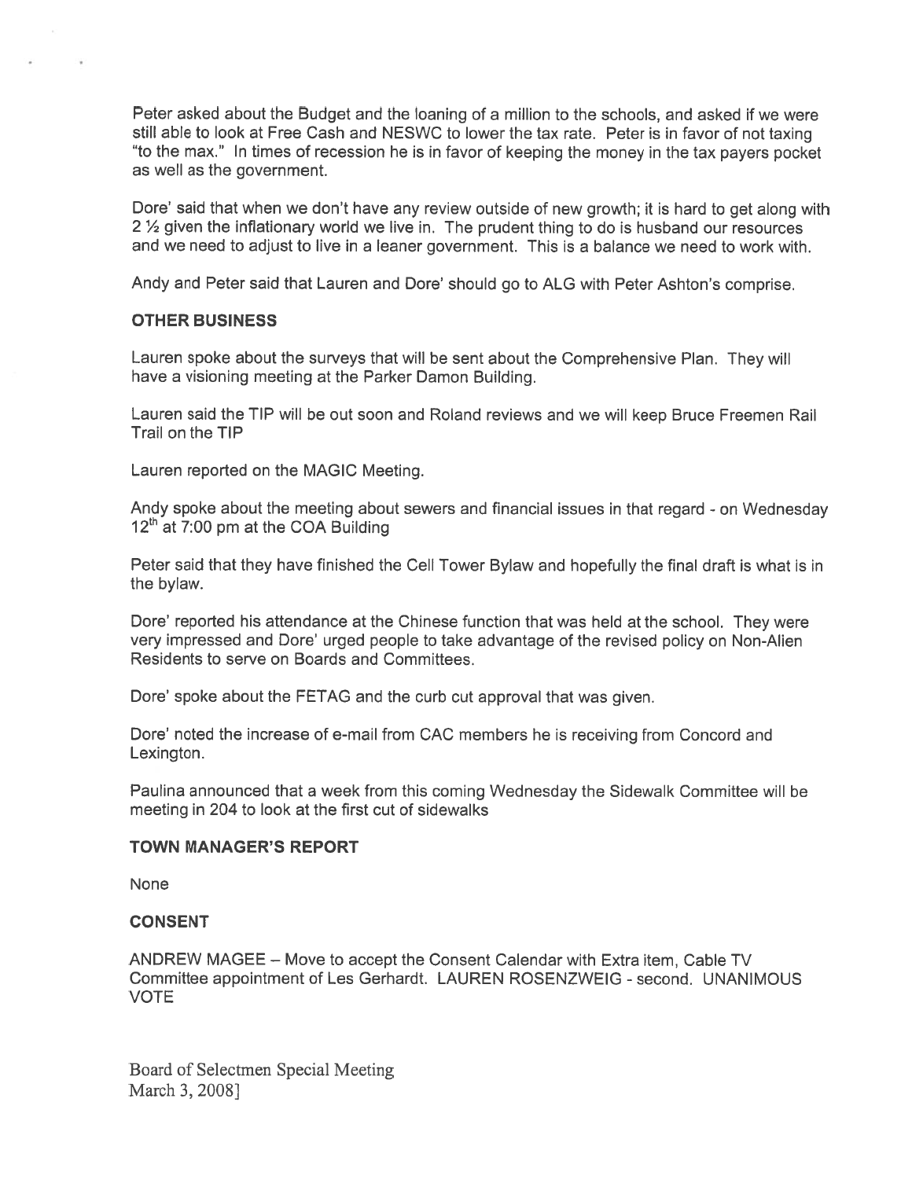Peter asked about the Budget and the loaning of a million to the schools, and asked if we were still able to look at Free Cash and NESWC to lower the tax rate. Peter is in favor of not taxing "to the max." In times of recession he is in favor of keeping the money in the tax payers pocket as well as the government.

Dore' said that when we don't have any review outside of new growth; it is hard to get along with 2 ½ given the inflationary world we live in. The prudent thing to do is husband our resources and we need to adjust to live in a leaner government. This is a balance we need to work with.

Andy and Peter said that Lauren and Dore' should go to ALG with Peter Ashton's comprise.

**OTHER BUSINESS**

Lauren spoke about the surveys that will be sent about the Comprehensive Plan. They will have a visioning meeting at the Parker Damon Building.

Lauren said the TIP will be out soon and Roland reviews and we will keep Bruce Freemen Rail Trail on the TIP

Lauren reported on the MAGIC Meeting.

Andy spoke about the meeting about sewers and financial issues in that regard - on Wednesday 12th at 7:00 pm at the COA Building

Peter said that they have finished the Cell Tower Bylaw and hopefully the final draft is what is in the bylaw.

Dore' reported his attendance at the Chinese function that was held at the school. They were very impressed and Dore' urged people to take advantage of the revised policy on Non-Alien Residents to serve on Boards and Committees.

Dore' spoke about the FETAG and the curb cut approval that was given.

Dore' noted the increase of e-mail from CAC members he is receiving from Concord and Lexington.

Paulina announced that a week from this coming Wednesday the Sidewalk Committee will be meeting in 204 to look at the first cut of sidewalks

**TOWN MANAGER'S REPORT**

None

**CONSENT**

ANDREW MAGEE – Move to accept the Consent Calendar with Extra item, Cable TV Committee appointment of Les Gerhardt. LAUREN ROSENZWEIG - second. UNANIMOUS VOTE

Board of Selectmen Special Meeting
March 3, 2008]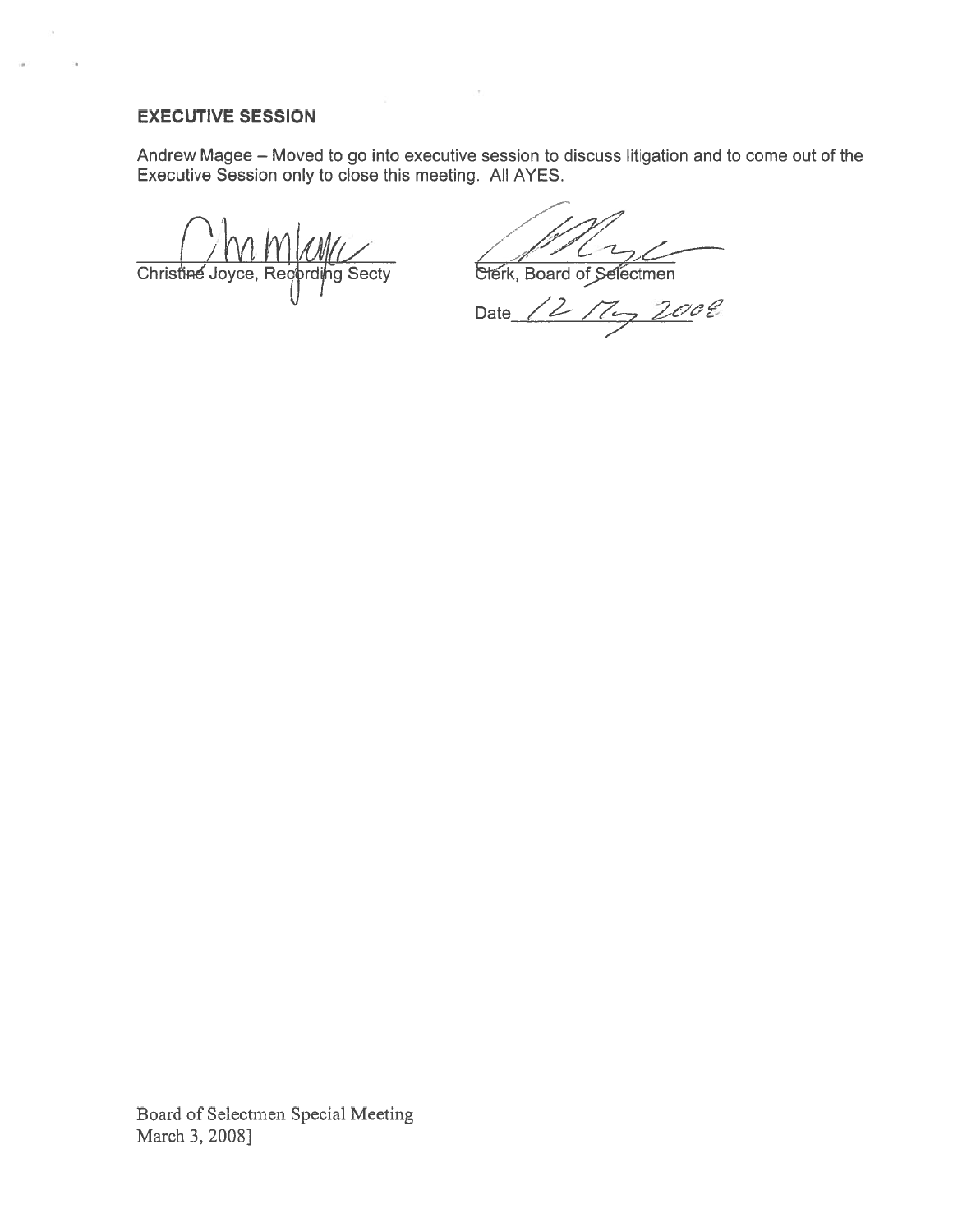## EXECUTIVE SESSION

Andrew Magee – Moved to go into executive session to discuss litigation and to come out of the Executive Session only to close this meeting. All AYES.

Christine Joyce, Recording Secty

Clerk, Board of Selectmen

Date 12 May 2008

Board of Selectmen Special Meeting
March 3, 2008]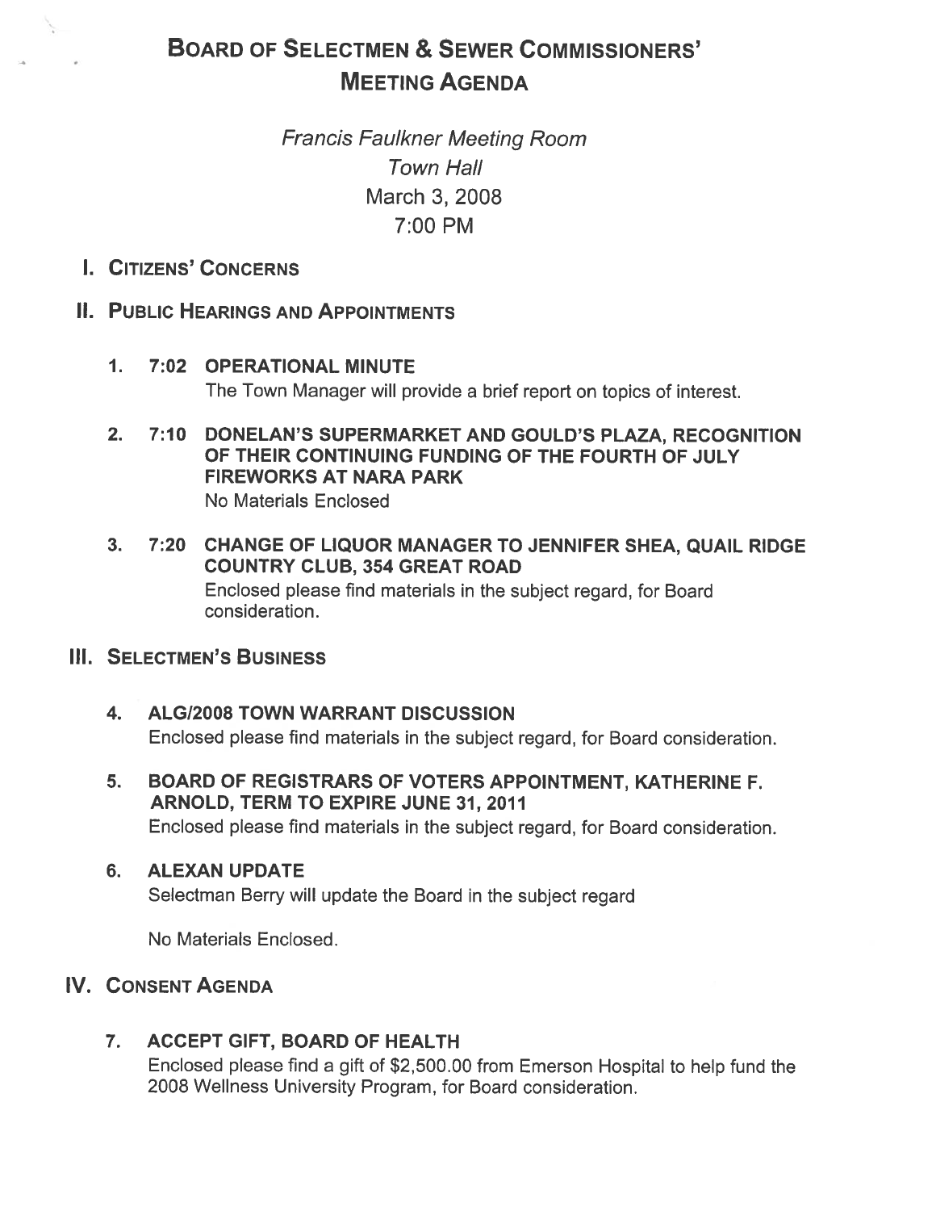# Board of Selectmen & Sewer Commissioners' Meeting Agenda

*Francis Faulkner Meeting Room*
*Town Hall*
March 3, 2008
7:00 PM

## I. Citizens' Concerns

## II. Public Hearings and Appointments

1. **7:02 OPERATIONAL MINUTE**
   The Town Manager will provide a brief report on topics of interest.

2. **7:10 DONELAN'S SUPERMARKET AND GOULD'S PLAZA, RECOGNITION OF THEIR CONTINUING FUNDING OF THE FOURTH OF JULY FIREWORKS AT NARA PARK**
   No Materials Enclosed

3. **7:20 CHANGE OF LIQUOR MANAGER TO JENNIFER SHEA, QUAIL RIDGE COUNTRY CLUB, 354 GREAT ROAD**
   Enclosed please find materials in the subject regard, for Board consideration.

## III. Selectmen's Business

4. **ALG/2008 TOWN WARRANT DISCUSSION**
   Enclosed please find materials in the subject regard, for Board consideration.

5. **BOARD OF REGISTRARS OF VOTERS APPOINTMENT, KATHERINE F. ARNOLD, TERM TO EXPIRE JUNE 31, 2011**
   Enclosed please find materials in the subject regard, for Board consideration.

6. **ALEXAN UPDATE**
   Selectman Berry will update the Board in the subject regard

   No Materials Enclosed.

## IV. Consent Agenda

7. **ACCEPT GIFT, BOARD OF HEALTH**
   Enclosed please find a gift of $2,500.00 from Emerson Hospital to help fund the 2008 Wellness University Program, for Board consideration.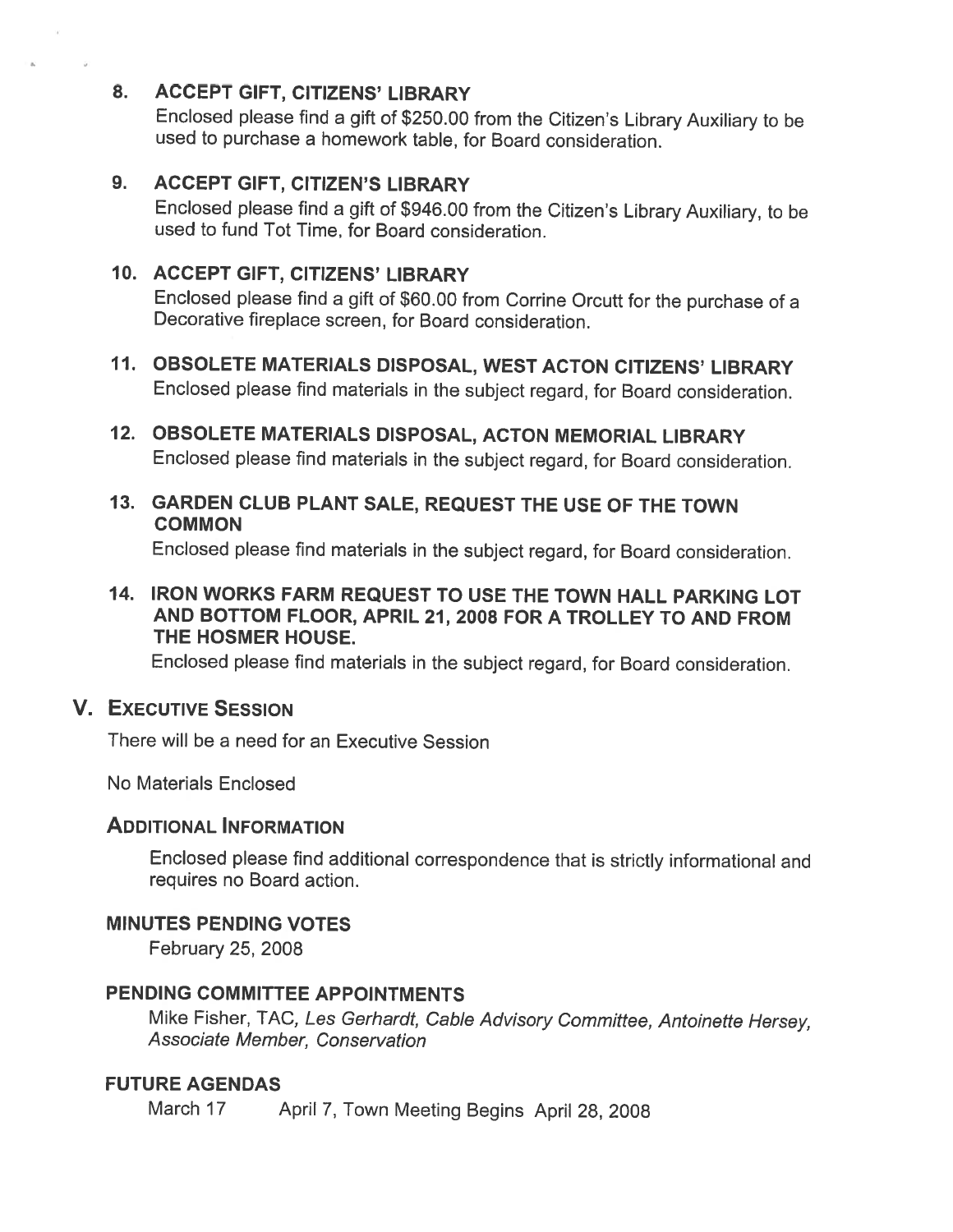8. **ACCEPT GIFT, CITIZENS' LIBRARY**

   Enclosed please find a gift of $250.00 from the Citizen's Library Auxiliary to be used to purchase a homework table, for Board consideration.

9. **ACCEPT GIFT, CITIZEN'S LIBRARY**

   Enclosed please find a gift of $946.00 from the Citizen's Library Auxiliary, to be used to fund Tot Time, for Board consideration.

10. **ACCEPT GIFT, CITIZENS' LIBRARY**

    Enclosed please find a gift of $60.00 from Corrine Orcutt for the purchase of a Decorative fireplace screen, for Board consideration.

11. **OBSOLETE MATERIALS DISPOSAL, WEST ACTON CITIZENS' LIBRARY**

    Enclosed please find materials in the subject regard, for Board consideration.

12. **OBSOLETE MATERIALS DISPOSAL, ACTON MEMORIAL LIBRARY**

    Enclosed please find materials in the subject regard, for Board consideration.

13. **GARDEN CLUB PLANT SALE, REQUEST THE USE OF THE TOWN COMMON**

    Enclosed please find materials in the subject regard, for Board consideration.

14. **IRON WORKS FARM REQUEST TO USE THE TOWN HALL PARKING LOT AND BOTTOM FLOOR, APRIL 21, 2008 FOR A TROLLEY TO AND FROM THE HOSMER HOUSE.**

    Enclosed please find materials in the subject regard, for Board consideration.

## V. EXECUTIVE SESSION

There will be a need for an Executive Session

No Materials Enclosed

### ADDITIONAL INFORMATION

Enclosed please find additional correspondence that is strictly informational and requires no Board action.

### MINUTES PENDING VOTES

February 25, 2008

### PENDING COMMITTEE APPOINTMENTS

Mike Fisher, TAC, *Les Gerhardt, Cable Advisory Committee, Antoinette Hersey, Associate Member, Conservation*

### FUTURE AGENDAS

March 17 April 7, Town Meeting Begins April 28, 2008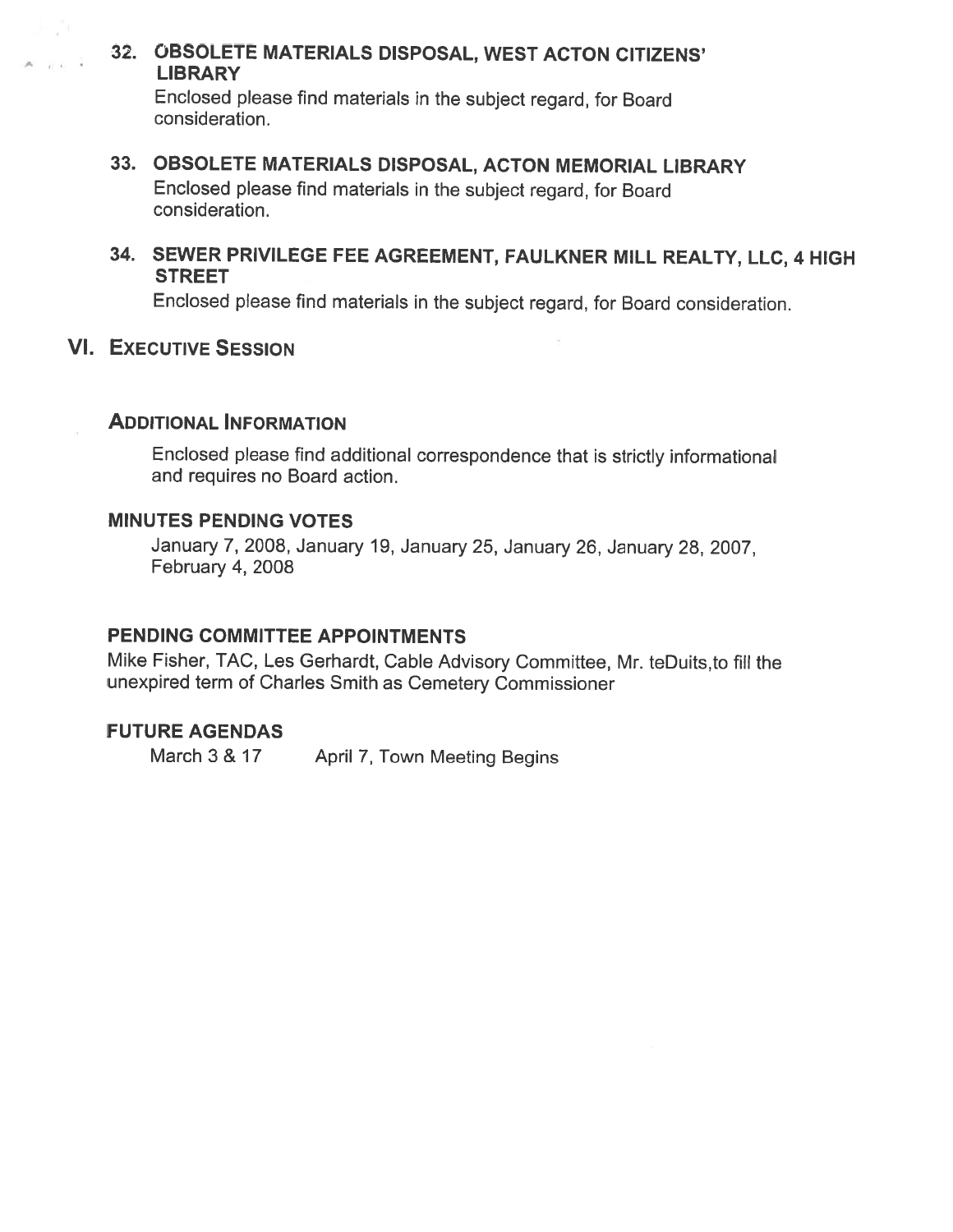32. **OBSOLETE MATERIALS DISPOSAL, WEST ACTON CITIZENS' LIBRARY**

    Enclosed please find materials in the subject regard, for Board consideration.

33. **OBSOLETE MATERIALS DISPOSAL, ACTON MEMORIAL LIBRARY**

    Enclosed please find materials in the subject regard, for Board consideration.

34. **SEWER PRIVILEGE FEE AGREEMENT, FAULKNER MILL REALTY, LLC, 4 HIGH STREET**

    Enclosed please find materials in the subject regard, for Board consideration.

## VI. EXECUTIVE SESSION

### ADDITIONAL INFORMATION

Enclosed please find additional correspondence that is strictly informational and requires no Board action.

### MINUTES PENDING VOTES

January 7, 2008, January 19, January 25, January 26, January 28, 2007, February 4, 2008

### PENDING COMMITTEE APPOINTMENTS

Mike Fisher, TAC, Les Gerhardt, Cable Advisory Committee, Mr. teDuits,to fill the unexpired term of Charles Smith as Cemetery Commissioner

### FUTURE AGENDAS

March 3 & 17 April 7, Town Meeting Begins